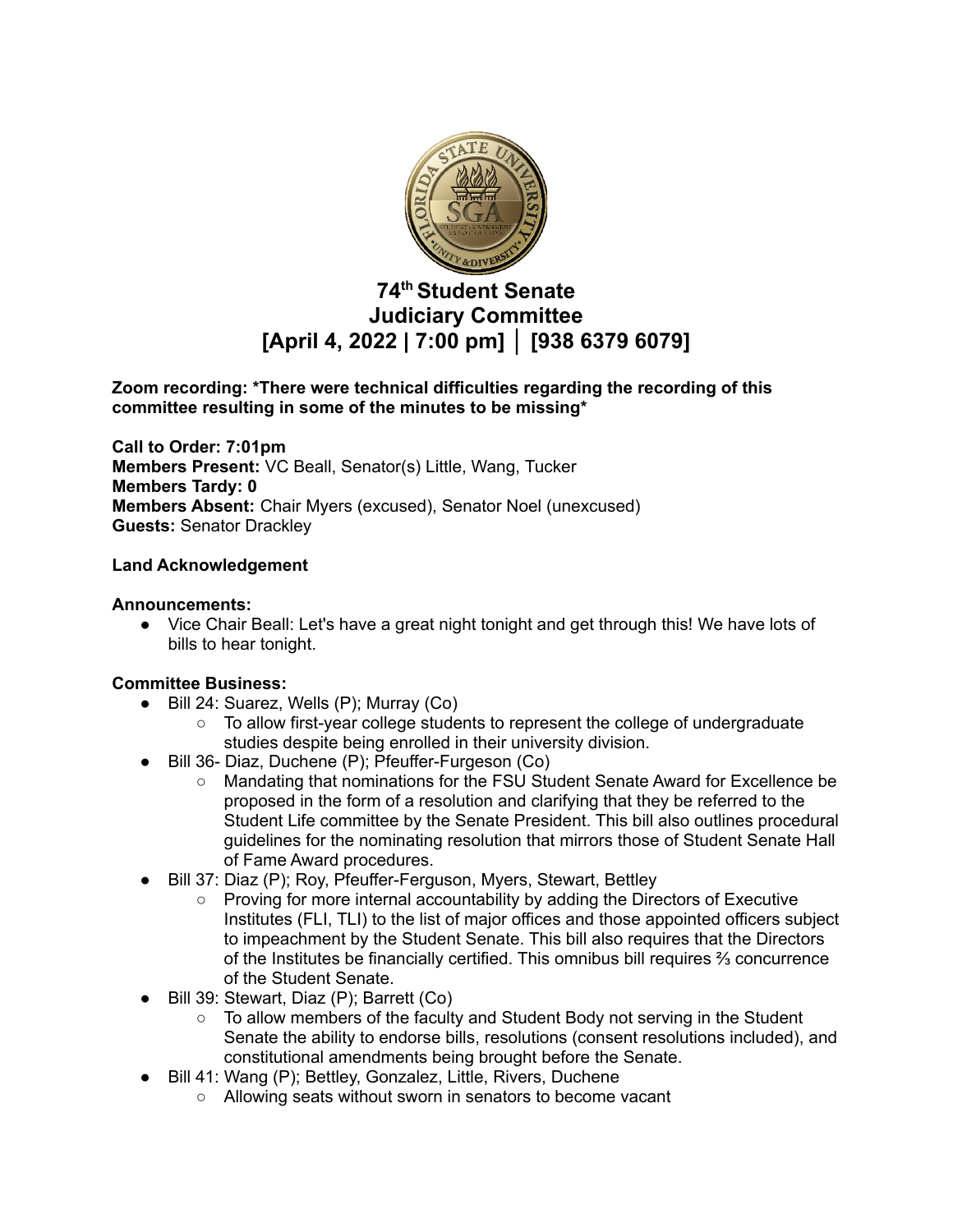# 74th Student Senate
# Judiciary Committee
# [April 4, 2022 | 7:00 pm] │ [938 6379 6079]

**Zoom recording: *There were technical difficulties regarding the recording of this committee resulting in some of the minutes to be missing***

**Call to Order: 7:01pm**
**Members Present:** VC Beall, Senator(s) Little, Wang, Tucker
**Members Tardy: 0**
**Members Absent:** Chair Myers (excused), Senator Noel (unexcused)
**Guests:** Senator Drackley

**Land Acknowledgement**

**Announcements:**

- Vice Chair Beall: Let's have a great night tonight and get through this! We have lots of bills to hear tonight.

**Committee Business:**

- Bill 24: Suarez, Wells (P); Murray (Co)
  - To allow first-year college students to represent the college of undergraduate studies despite being enrolled in their university division.
- Bill 36- Diaz, Duchene (P); Pfeuffer-Furgeson (Co)
  - Mandating that nominations for the FSU Student Senate Award for Excellence be proposed in the form of a resolution and clarifying that they be referred to the Student Life committee by the Senate President. This bill also outlines procedural guidelines for the nominating resolution that mirrors those of Student Senate Hall of Fame Award procedures.
- Bill 37: Diaz (P); Roy, Pfeuffer-Ferguson, Myers, Stewart, Bettley
  - Proving for more internal accountability by adding the Directors of Executive Institutes (FLI, TLI) to the list of major offices and those appointed officers subject to impeachment by the Student Senate. This bill also requires that the Directors of the Institutes be financially certified. This omnibus bill requires ⅔ concurrence of the Student Senate.
- Bill 39: Stewart, Diaz (P); Barrett (Co)
  - To allow members of the faculty and Student Body not serving in the Student Senate the ability to endorse bills, resolutions (consent resolutions included), and constitutional amendments being brought before the Senate.
- Bill 41: Wang (P); Bettley, Gonzalez, Little, Rivers, Duchene
  - Allowing seats without sworn in senators to become vacant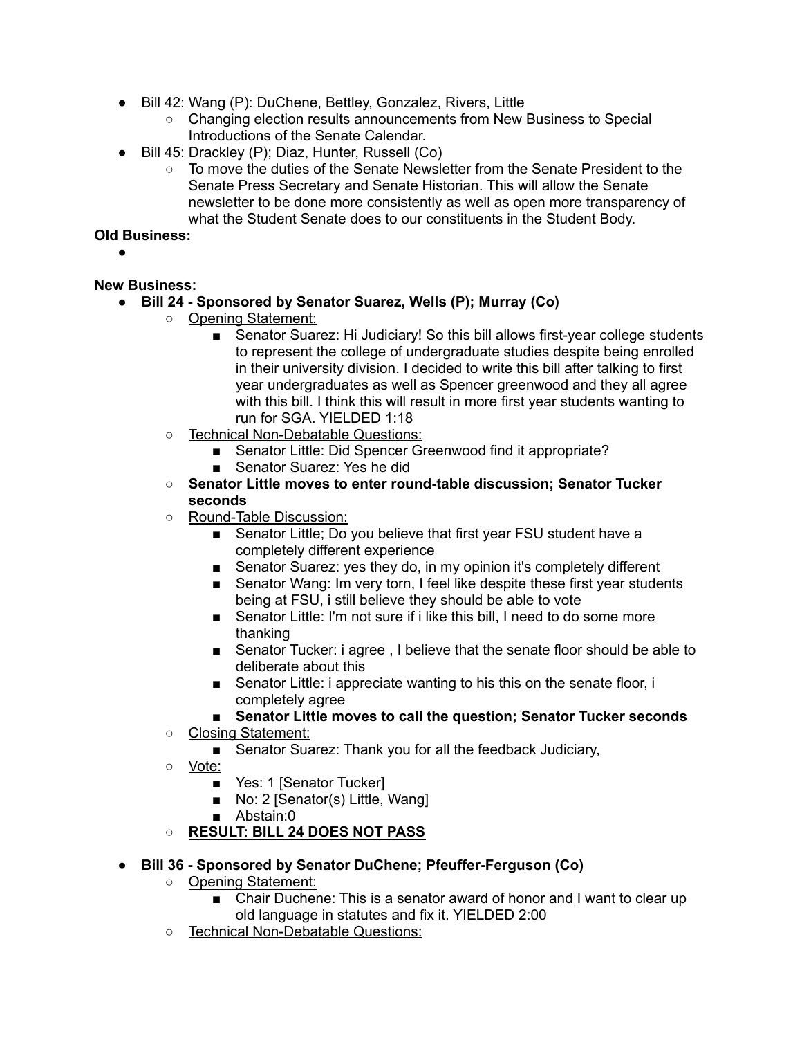- Bill 42: Wang (P): DuChene, Bettley, Gonzalez, Rivers, Little
  - Changing election results announcements from New Business to Special Introductions of the Senate Calendar.
- Bill 45: Drackley (P); Diaz, Hunter, Russell (Co)
  - To move the duties of the Senate Newsletter from the Senate President to the Senate Press Secretary and Senate Historian. This will allow the Senate newsletter to be done more consistently as well as open more transparency of what the Student Senate does to our constituents in the Student Body.

**Old Business:**

-

**New Business:**

- **Bill 24 - Sponsored by Senator Suarez, Wells (P); Murray (Co)**
  - Opening Statement:
    - Senator Suarez: Hi Judiciary! So this bill allows first-year college students to represent the college of undergraduate studies despite being enrolled in their university division. I decided to write this bill after talking to first year undergraduates as well as Spencer greenwood and they all agree with this bill. I think this will result in more first year students wanting to run for SGA. YIELDED 1:18
  - Technical Non-Debatable Questions:
    - Senator Little: Did Spencer Greenwood find it appropriate?
    - Senator Suarez: Yes he did
  - **Senator Little moves to enter round-table discussion; Senator Tucker seconds**
  - Round-Table Discussion:
    - Senator Little; Do you believe that first year FSU student have a completely different experience
    - Senator Suarez: yes they do, in my opinion it's completely different
    - Senator Wang: Im very torn, I feel like despite these first year students being at FSU, i still believe they should be able to vote
    - Senator Little: I'm not sure if i like this bill, I need to do some more thanking
    - Senator Tucker: i agree , I believe that the senate floor should be able to deliberate about this
    - Senator Little: i appreciate wanting to his this on the senate floor, i completely agree
    - **Senator Little moves to call the question; Senator Tucker seconds**
  - Closing Statement:
    - Senator Suarez: Thank you for all the feedback Judiciary,
  - Vote:
    - Yes: 1 [Senator Tucker]
    - No: 2 [Senator(s) Little, Wang]
    - Abstain:0
  - **RESULT: BILL 24 DOES NOT PASS**

- **Bill 36 - Sponsored by Senator DuChene; Pfeuffer-Ferguson (Co)**
  - Opening Statement:
    - Chair Duchene: This is a senator award of honor and I want to clear up old language in statutes and fix it. YIELDED 2:00
  - Technical Non-Debatable Questions: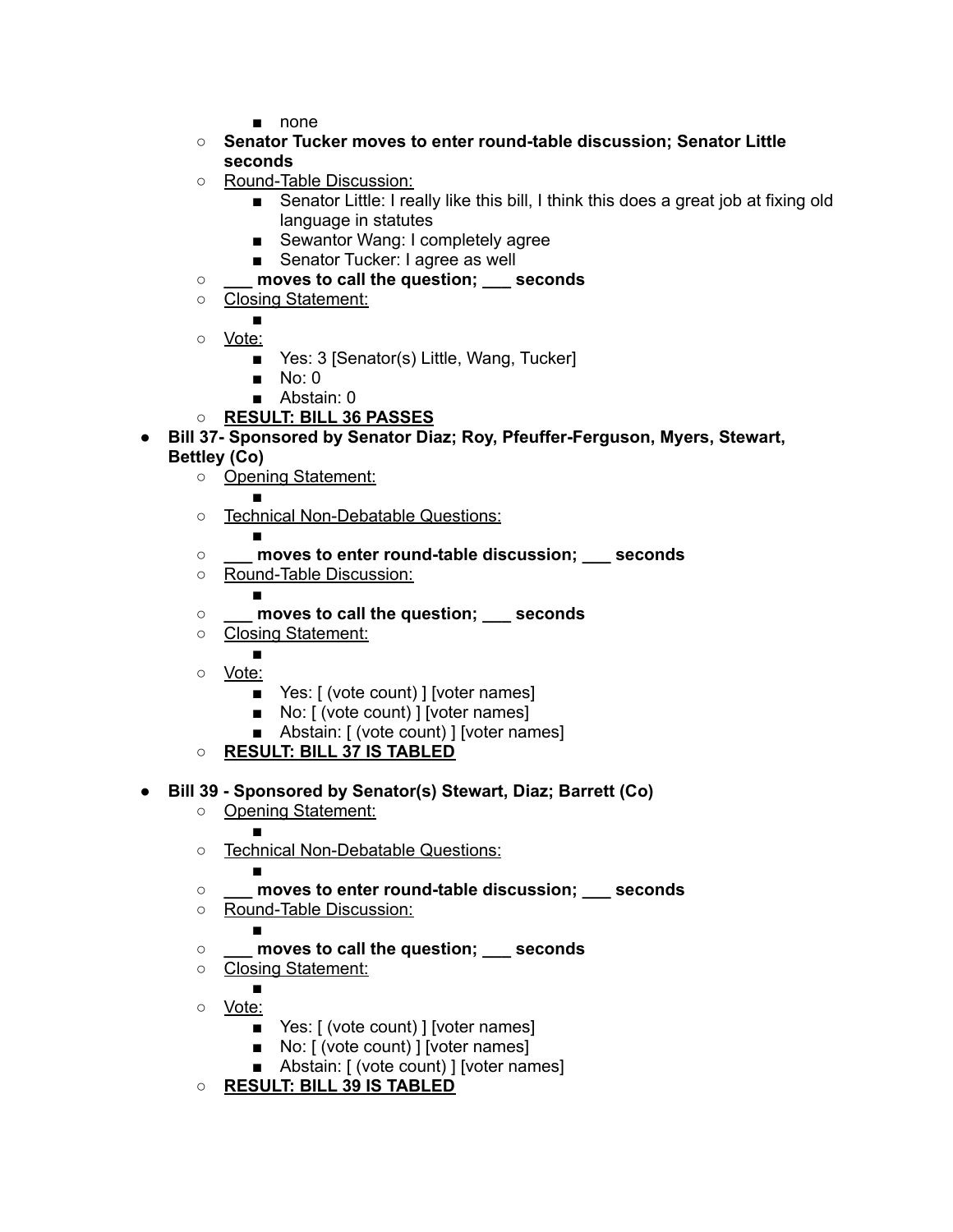- none
    - **Senator Tucker moves to enter round-table discussion; Senator Little seconds**
    - Round-Table Discussion:
        - Senator Little: I really like this bill, I think this does a great job at fixing old language in statutes
        - Sewantor Wang: I completely agree
        - Senator Tucker: I agree as well
    - **___ moves to call the question; ___ seconds**
    - Closing Statement:
        - 
    - Vote:
        - Yes: 3 [Senator(s) Little, Wang, Tucker]
        - No: 0
        - Abstain: 0
    - **RESULT: BILL 36 PASSES**
- **Bill 37- Sponsored by Senator Diaz; Roy, Pfeuffer-Ferguson, Myers, Stewart, Bettley (Co)**
    - Opening Statement:
        - 
    - Technical Non-Debatable Questions:
        - 
    - **___ moves to enter round-table discussion; ___ seconds**
    - Round-Table Discussion:
        - 
    - **___ moves to call the question; ___ seconds**
    - Closing Statement:
        - 
    - Vote:
        - Yes: [ (vote count) ] [voter names]
        - No: [ (vote count) ] [voter names]
        - Abstain: [ (vote count) ] [voter names]
    - **RESULT: BILL 37 IS TABLED**

- **Bill 39 - Sponsored by Senator(s) Stewart, Diaz; Barrett (Co)**
    - Opening Statement:
        - 
    - Technical Non-Debatable Questions:
        - 
    - **___ moves to enter round-table discussion; ___ seconds**
    - Round-Table Discussion:
        - 
    - **___ moves to call the question; ___ seconds**
    - Closing Statement:
        - 
    - Vote:
        - Yes: [ (vote count) ] [voter names]
        - No: [ (vote count) ] [voter names]
        - Abstain: [ (vote count) ] [voter names]
    - **RESULT: BILL 39 IS TABLED**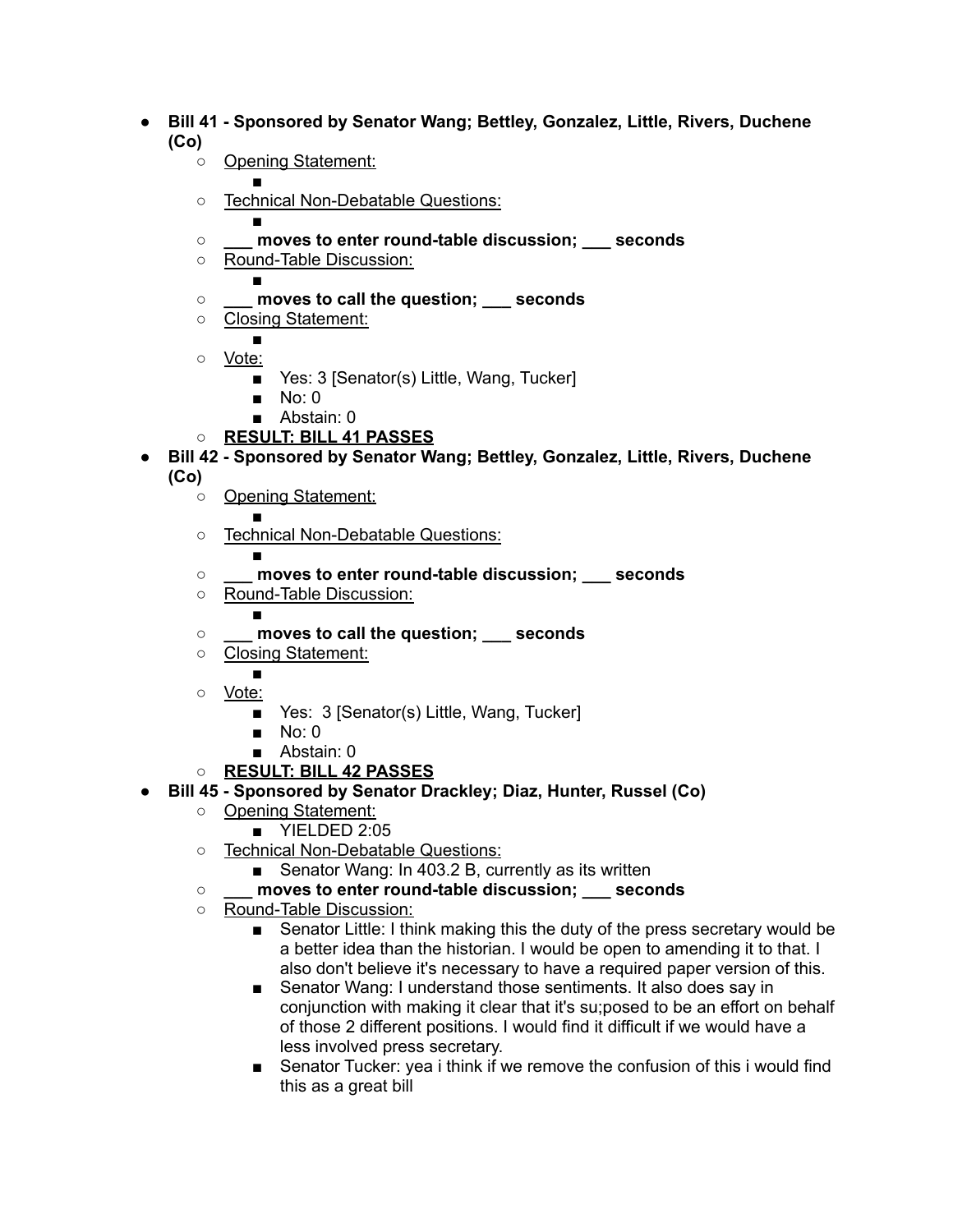- **Bill 41 - Sponsored by Senator Wang; Bettley, Gonzalez, Little, Rivers, Duchene (Co)**
  - Opening Statement:
    - 
  - Technical Non-Debatable Questions:
    - 
  - **___ moves to enter round-table discussion; ___ seconds**
  - Round-Table Discussion:
    - 
  - **___ moves to call the question; ___ seconds**
  - Closing Statement:
    - 
  - Vote:
    - Yes: 3 [Senator(s) Little, Wang, Tucker]
    - No: 0
    - Abstain: 0
  - **RESULT: BILL 41 PASSES**
- **Bill 42 - Sponsored by Senator Wang; Bettley, Gonzalez, Little, Rivers, Duchene (Co)**
  - Opening Statement:
    - 
  - Technical Non-Debatable Questions:
    - 
  - **___ moves to enter round-table discussion; ___ seconds**
  - Round-Table Discussion:
    - 
  - **___ moves to call the question; ___ seconds**
  - Closing Statement:
    - 
  - Vote:
    - Yes: 3 [Senator(s) Little, Wang, Tucker]
    - No: 0
    - Abstain: 0
  - **RESULT: BILL 42 PASSES**
- **Bill 45 - Sponsored by Senator Drackley; Diaz, Hunter, Russel (Co)**
  - Opening Statement:
    - YIELDED 2:05
  - Technical Non-Debatable Questions:
    - Senator Wang: In 403.2 B, currently as its written
  - **___ moves to enter round-table discussion; ___ seconds**
  - Round-Table Discussion:
    - Senator Little: I think making this the duty of the press secretary would be a better idea than the historian. I would be open to amending it to that. I also don't believe it's necessary to have a required paper version of this.
    - Senator Wang: I understand those sentiments. It also does say in conjunction with making it clear that it's su;posed to be an effort on behalf of those 2 different positions. I would find it difficult if we would have a less involved press secretary.
    - Senator Tucker: yea i think if we remove the confusion of this i would find this as a great bill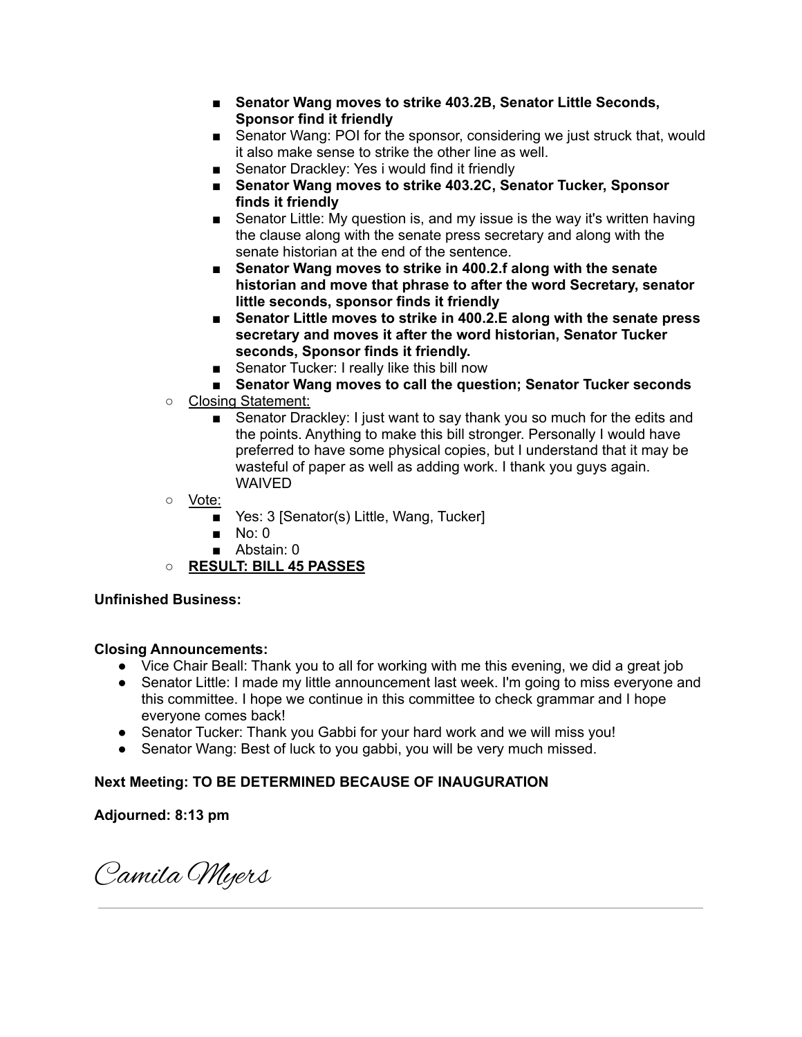- **Senator Wang moves to strike 403.2B, Senator Little Seconds, Sponsor find it friendly**
- Senator Wang: POI for the sponsor, considering we just struck that, would it also make sense to strike the other line as well.
- Senator Drackley: Yes i would find it friendly
- **Senator Wang moves to strike 403.2C, Senator Tucker, Sponsor finds it friendly**
- Senator Little: My question is, and my issue is the way it's written having the clause along with the senate press secretary and along with the senate historian at the end of the sentence.
- **Senator Wang moves to strike in 400.2.f along with the senate historian and move that phrase to after the word Secretary, senator little seconds, sponsor finds it friendly**
- **Senator Little moves to strike in 400.2.E along with the senate press secretary and moves it after the word historian, Senator Tucker seconds, Sponsor finds it friendly.**
- Senator Tucker: I really like this bill now
- **Senator Wang moves to call the question; Senator Tucker seconds**

- Closing Statement:
  - Senator Drackley: I just want to say thank you so much for the edits and the points. Anything to make this bill stronger. Personally I would have preferred to have some physical copies, but I understand that it may be wasteful of paper as well as adding work. I thank you guys again. WAIVED
- Vote:
  - Yes: 3 [Senator(s) Little, Wang, Tucker]
  - No: 0
  - Abstain: 0
- **RESULT: BILL 45 PASSES**

**Unfinished Business:**

**Closing Announcements:**

- Vice Chair Beall: Thank you to all for working with me this evening, we did a great job
- Senator Little: I made my little announcement last week. I'm going to miss everyone and this committee. I hope we continue in this committee to check grammar and I hope everyone comes back!
- Senator Tucker: Thank you Gabbi for your hard work and we will miss you!
- Senator Wang: Best of luck to you gabbi, you will be very much missed.

**Next Meeting: TO BE DETERMINED BECAUSE OF INAUGURATION**

**Adjourned: 8:13 pm**

Camila Myers